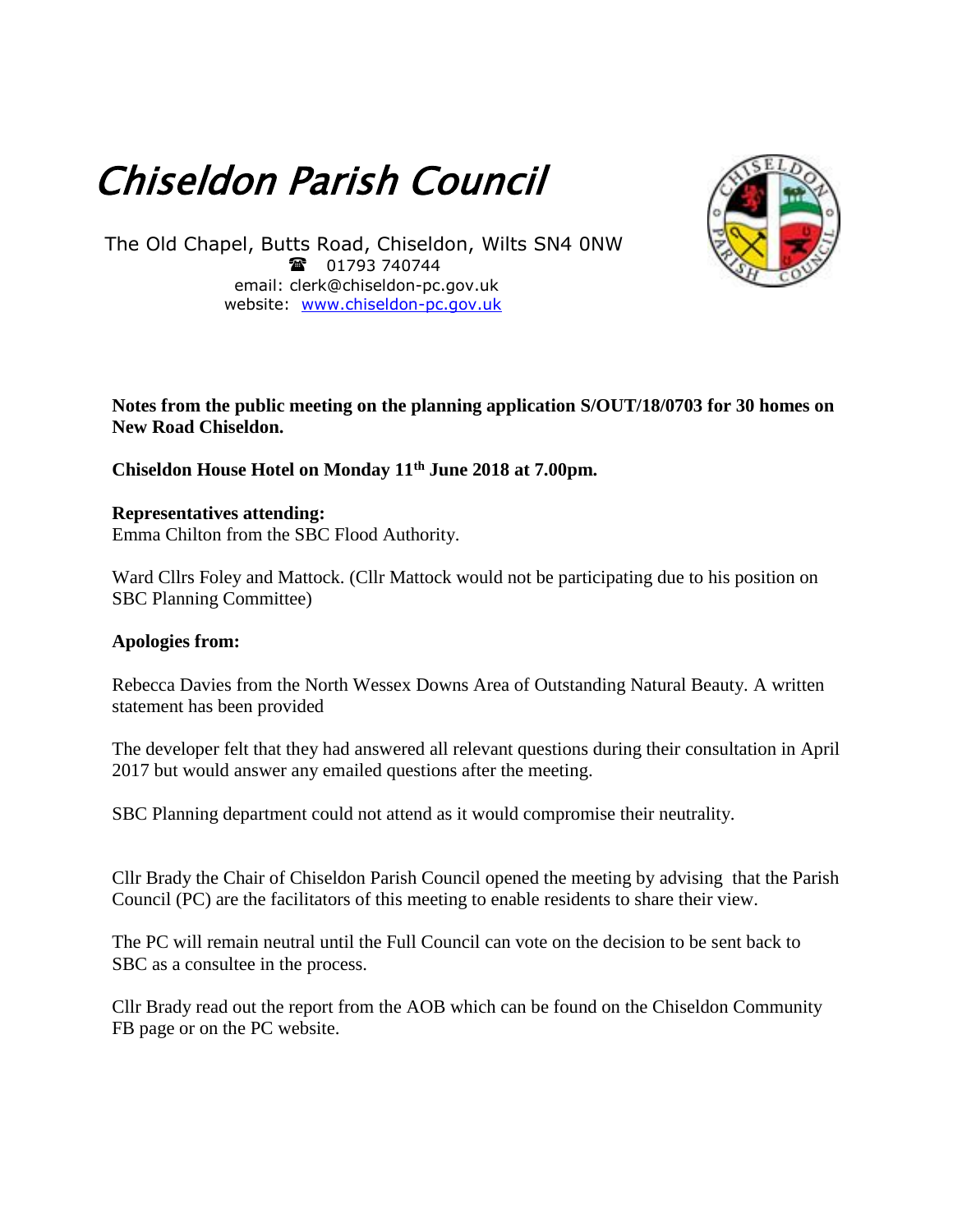# Chiseldon Parish Council

The Old Chapel, Butts Road, Chiseldon, Wilts SN4 0NW
☎ 01793 740744
email: clerk@chiseldon-pc.gov.uk
website: www.chiseldon-pc.gov.uk

**Notes from the public meeting on the planning application S/OUT/18/0703 for 30 homes on New Road Chiseldon.**

**Chiseldon House Hotel on Monday 11th June 2018 at 7.00pm.**

**Representatives attending:**
Emma Chilton from the SBC Flood Authority.

Ward Cllrs Foley and Mattock. (Cllr Mattock would not be participating due to his position on SBC Planning Committee)

**Apologies from:**

Rebecca Davies from the North Wessex Downs Area of Outstanding Natural Beauty. A written statement has been provided

The developer felt that they had answered all relevant questions during their consultation in April 2017 but would answer any emailed questions after the meeting.

SBC Planning department could not attend as it would compromise their neutrality.

Cllr Brady the Chair of Chiseldon Parish Council opened the meeting by advising that the Parish Council (PC) are the facilitators of this meeting to enable residents to share their view.

The PC will remain neutral until the Full Council can vote on the decision to be sent back to SBC as a consultee in the process.

Cllr Brady read out the report from the AOB which can be found on the Chiseldon Community FB page or on the PC website.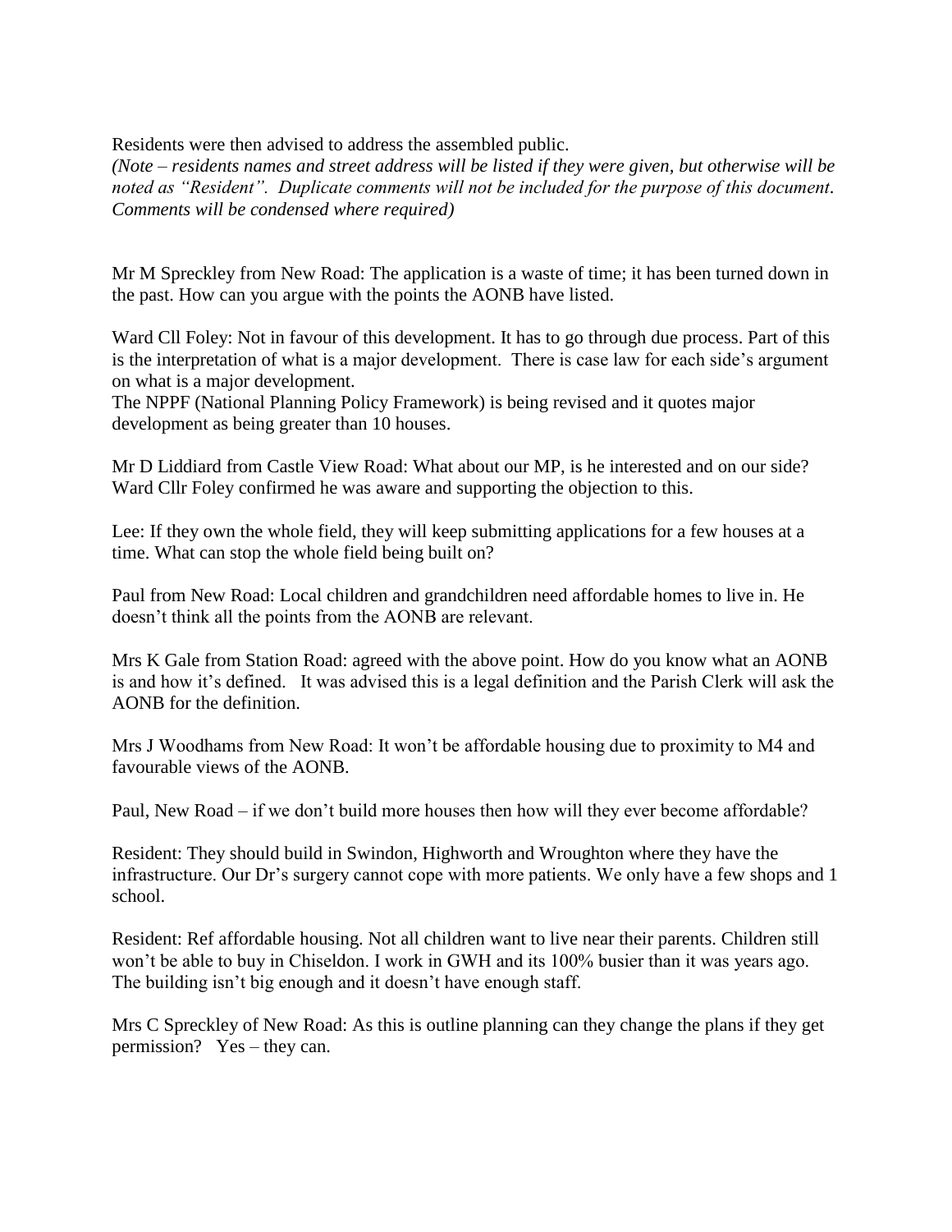Residents were then advised to address the assembled public.

*(Note – residents names and street address will be listed if they were given, but otherwise will be noted as "Resident". Duplicate comments will not be included for the purpose of this document. Comments will be condensed where required)*

Mr M Spreckley from New Road: The application is a waste of time; it has been turned down in the past. How can you argue with the points the AONB have listed.

Ward Cll Foley: Not in favour of this development. It has to go through due process. Part of this is the interpretation of what is a major development. There is case law for each side's argument on what is a major development.

The NPPF (National Planning Policy Framework) is being revised and it quotes major development as being greater than 10 houses.

Mr D Liddiard from Castle View Road: What about our MP, is he interested and on our side? Ward Cllr Foley confirmed he was aware and supporting the objection to this.

Lee: If they own the whole field, they will keep submitting applications for a few houses at a time. What can stop the whole field being built on?

Paul from New Road: Local children and grandchildren need affordable homes to live in. He doesn't think all the points from the AONB are relevant.

Mrs K Gale from Station Road: agreed with the above point. How do you know what an AONB is and how it's defined. It was advised this is a legal definition and the Parish Clerk will ask the AONB for the definition.

Mrs J Woodhams from New Road: It won't be affordable housing due to proximity to M4 and favourable views of the AONB.

Paul, New Road – if we don't build more houses then how will they ever become affordable?

Resident: They should build in Swindon, Highworth and Wroughton where they have the infrastructure. Our Dr's surgery cannot cope with more patients. We only have a few shops and 1 school.

Resident: Ref affordable housing. Not all children want to live near their parents. Children still won't be able to buy in Chiseldon. I work in GWH and its 100% busier than it was years ago. The building isn't big enough and it doesn't have enough staff.

Mrs C Spreckley of New Road: As this is outline planning can they change the plans if they get permission? Yes – they can.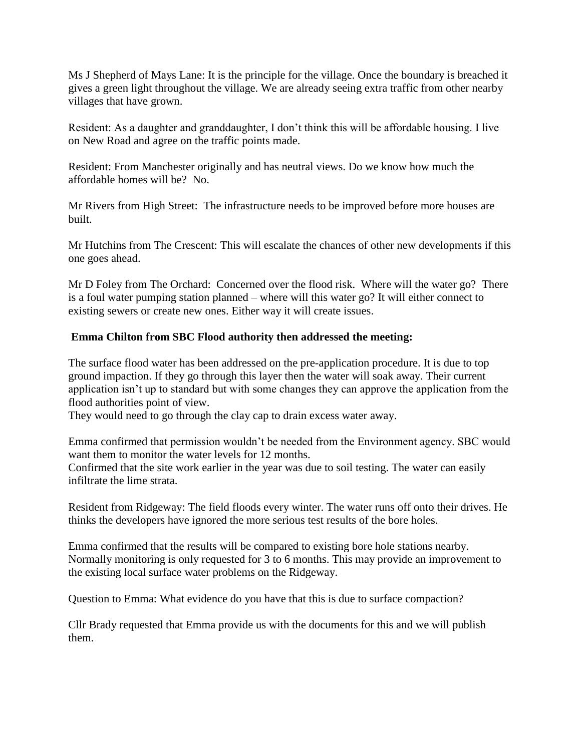Ms J Shepherd of Mays Lane: It is the principle for the village. Once the boundary is breached it gives a green light throughout the village. We are already seeing extra traffic from other nearby villages that have grown.

Resident: As a daughter and granddaughter, I don't think this will be affordable housing. I live on New Road and agree on the traffic points made.

Resident: From Manchester originally and has neutral views. Do we know how much the affordable homes will be? No.

Mr Rivers from High Street: The infrastructure needs to be improved before more houses are built.

Mr Hutchins from The Crescent: This will escalate the chances of other new developments if this one goes ahead.

Mr D Foley from The Orchard: Concerned over the flood risk. Where will the water go? There is a foul water pumping station planned – where will this water go? It will either connect to existing sewers or create new ones. Either way it will create issues.

**Emma Chilton from SBC Flood authority then addressed the meeting:**

The surface flood water has been addressed on the pre-application procedure. It is due to top ground impaction. If they go through this layer then the water will soak away. Their current application isn't up to standard but with some changes they can approve the application from the flood authorities point of view.
They would need to go through the clay cap to drain excess water away.

Emma confirmed that permission wouldn't be needed from the Environment agency. SBC would want them to monitor the water levels for 12 months.
Confirmed that the site work earlier in the year was due to soil testing. The water can easily infiltrate the lime strata.

Resident from Ridgeway: The field floods every winter. The water runs off onto their drives. He thinks the developers have ignored the more serious test results of the bore holes.

Emma confirmed that the results will be compared to existing bore hole stations nearby. Normally monitoring is only requested for 3 to 6 months. This may provide an improvement to the existing local surface water problems on the Ridgeway.

Question to Emma: What evidence do you have that this is due to surface compaction?

Cllr Brady requested that Emma provide us with the documents for this and we will publish them.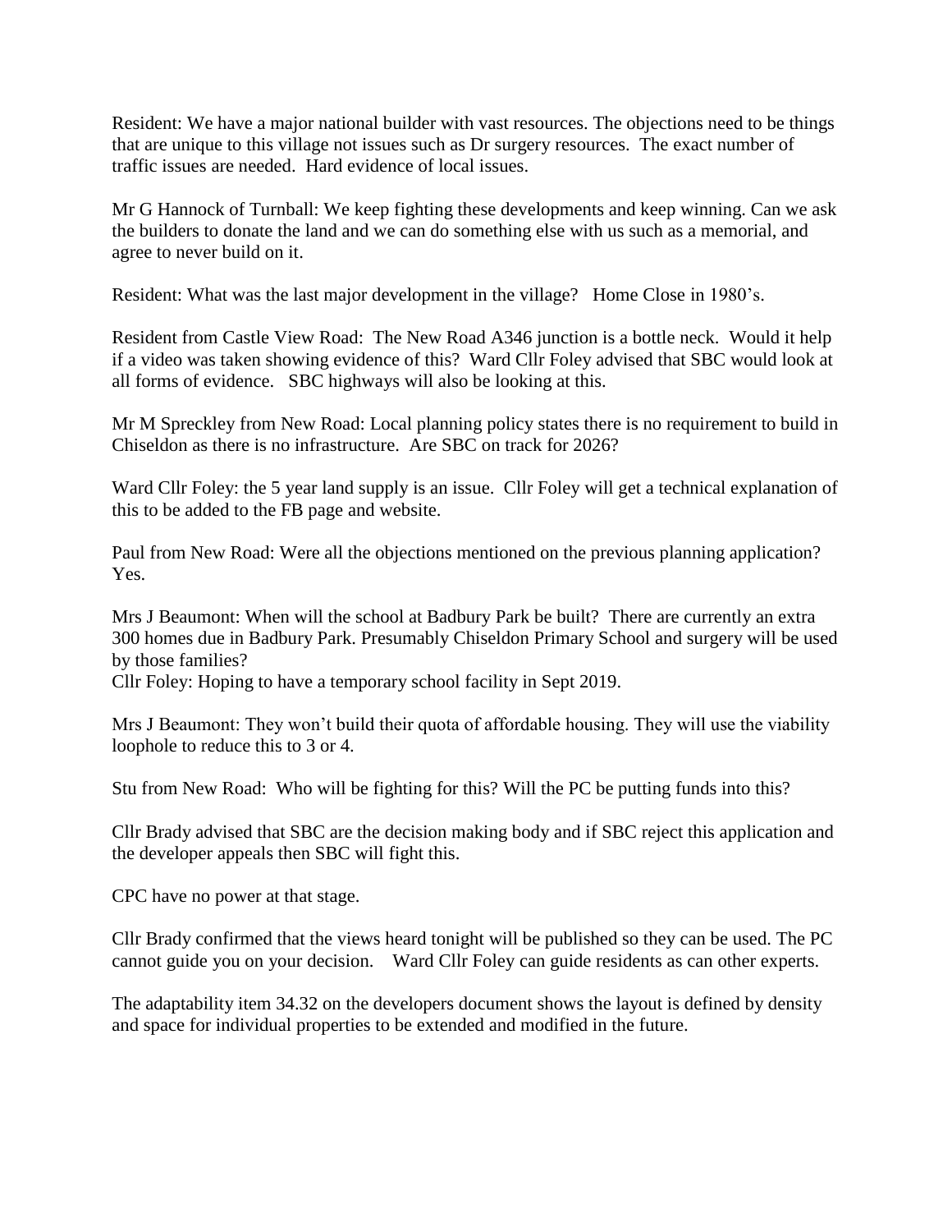Resident: We have a major national builder with vast resources. The objections need to be things that are unique to this village not issues such as Dr surgery resources. The exact number of traffic issues are needed. Hard evidence of local issues.

Mr G Hannock of Turnball: We keep fighting these developments and keep winning. Can we ask the builders to donate the land and we can do something else with us such as a memorial, and agree to never build on it.

Resident: What was the last major development in the village? Home Close in 1980's.

Resident from Castle View Road: The New Road A346 junction is a bottle neck. Would it help if a video was taken showing evidence of this? Ward Cllr Foley advised that SBC would look at all forms of evidence. SBC highways will also be looking at this.

Mr M Spreckley from New Road: Local planning policy states there is no requirement to build in Chiseldon as there is no infrastructure. Are SBC on track for 2026?

Ward Cllr Foley: the 5 year land supply is an issue. Cllr Foley will get a technical explanation of this to be added to the FB page and website.

Paul from New Road: Were all the objections mentioned on the previous planning application? Yes.

Mrs J Beaumont: When will the school at Badbury Park be built? There are currently an extra 300 homes due in Badbury Park. Presumably Chiseldon Primary School and surgery will be used by those families?
Cllr Foley: Hoping to have a temporary school facility in Sept 2019.

Mrs J Beaumont: They won't build their quota of affordable housing. They will use the viability loophole to reduce this to 3 or 4.

Stu from New Road: Who will be fighting for this? Will the PC be putting funds into this?

Cllr Brady advised that SBC are the decision making body and if SBC reject this application and the developer appeals then SBC will fight this.

CPC have no power at that stage.

Cllr Brady confirmed that the views heard tonight will be published so they can be used. The PC cannot guide you on your decision. Ward Cllr Foley can guide residents as can other experts.

The adaptability item 34.32 on the developers document shows the layout is defined by density and space for individual properties to be extended and modified in the future.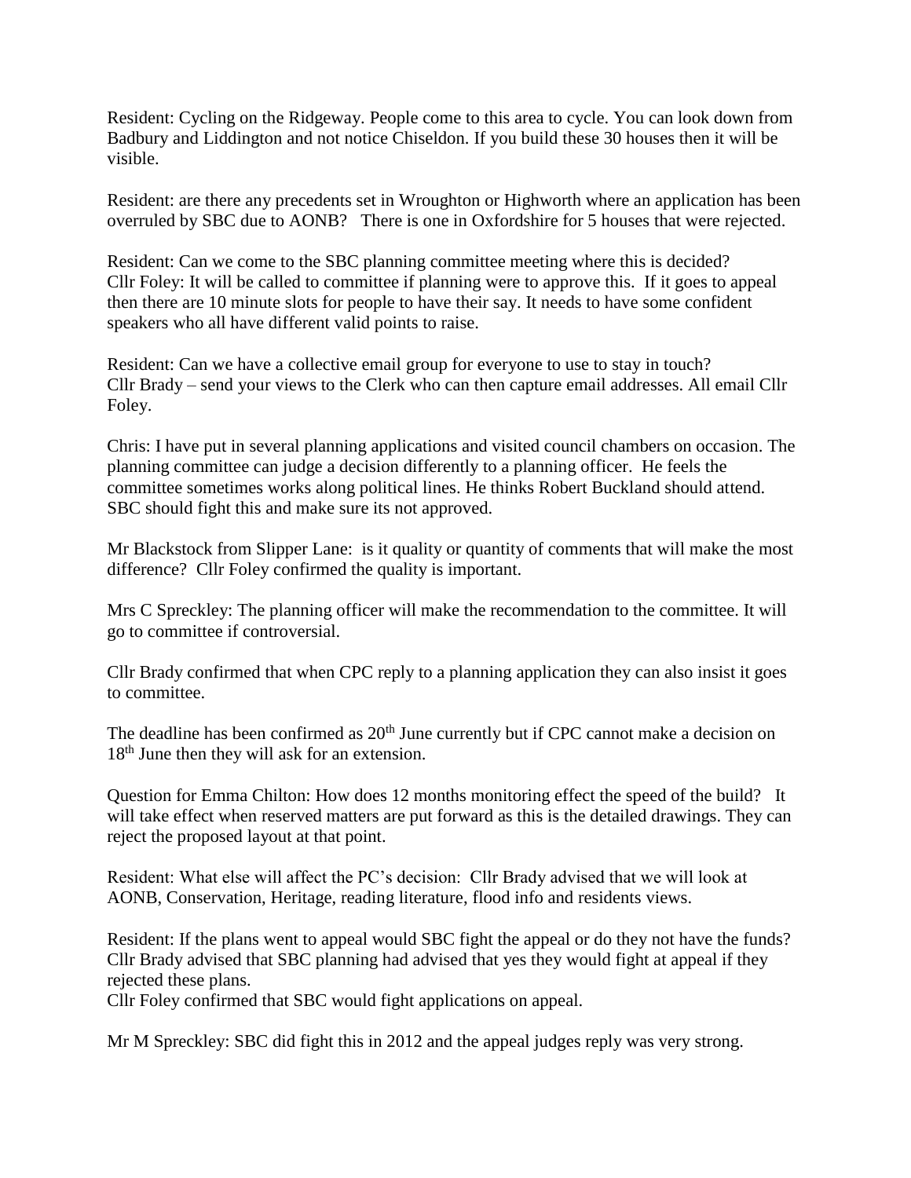Resident: Cycling on the Ridgeway. People come to this area to cycle. You can look down from Badbury and Liddington and not notice Chiseldon. If you build these 30 houses then it will be visible.

Resident: are there any precedents set in Wroughton or Highworth where an application has been overruled by SBC due to AONB? There is one in Oxfordshire for 5 houses that were rejected.

Resident: Can we come to the SBC planning committee meeting where this is decided?
Cllr Foley: It will be called to committee if planning were to approve this. If it goes to appeal then there are 10 minute slots for people to have their say. It needs to have some confident speakers who all have different valid points to raise.

Resident: Can we have a collective email group for everyone to use to stay in touch?
Cllr Brady – send your views to the Clerk who can then capture email addresses. All email Cllr Foley.

Chris: I have put in several planning applications and visited council chambers on occasion. The planning committee can judge a decision differently to a planning officer. He feels the committee sometimes works along political lines. He thinks Robert Buckland should attend. SBC should fight this and make sure its not approved.

Mr Blackstock from Slipper Lane: is it quality or quantity of comments that will make the most difference? Cllr Foley confirmed the quality is important.

Mrs C Spreckley: The planning officer will make the recommendation to the committee. It will go to committee if controversial.

Cllr Brady confirmed that when CPC reply to a planning application they can also insist it goes to committee.

The deadline has been confirmed as 20th June currently but if CPC cannot make a decision on 18th June then they will ask for an extension.

Question for Emma Chilton: How does 12 months monitoring effect the speed of the build? It will take effect when reserved matters are put forward as this is the detailed drawings. They can reject the proposed layout at that point.

Resident: What else will affect the PC's decision: Cllr Brady advised that we will look at AONB, Conservation, Heritage, reading literature, flood info and residents views.

Resident: If the plans went to appeal would SBC fight the appeal or do they not have the funds?
Cllr Brady advised that SBC planning had advised that yes they would fight at appeal if they rejected these plans.
Cllr Foley confirmed that SBC would fight applications on appeal.

Mr M Spreckley: SBC did fight this in 2012 and the appeal judges reply was very strong.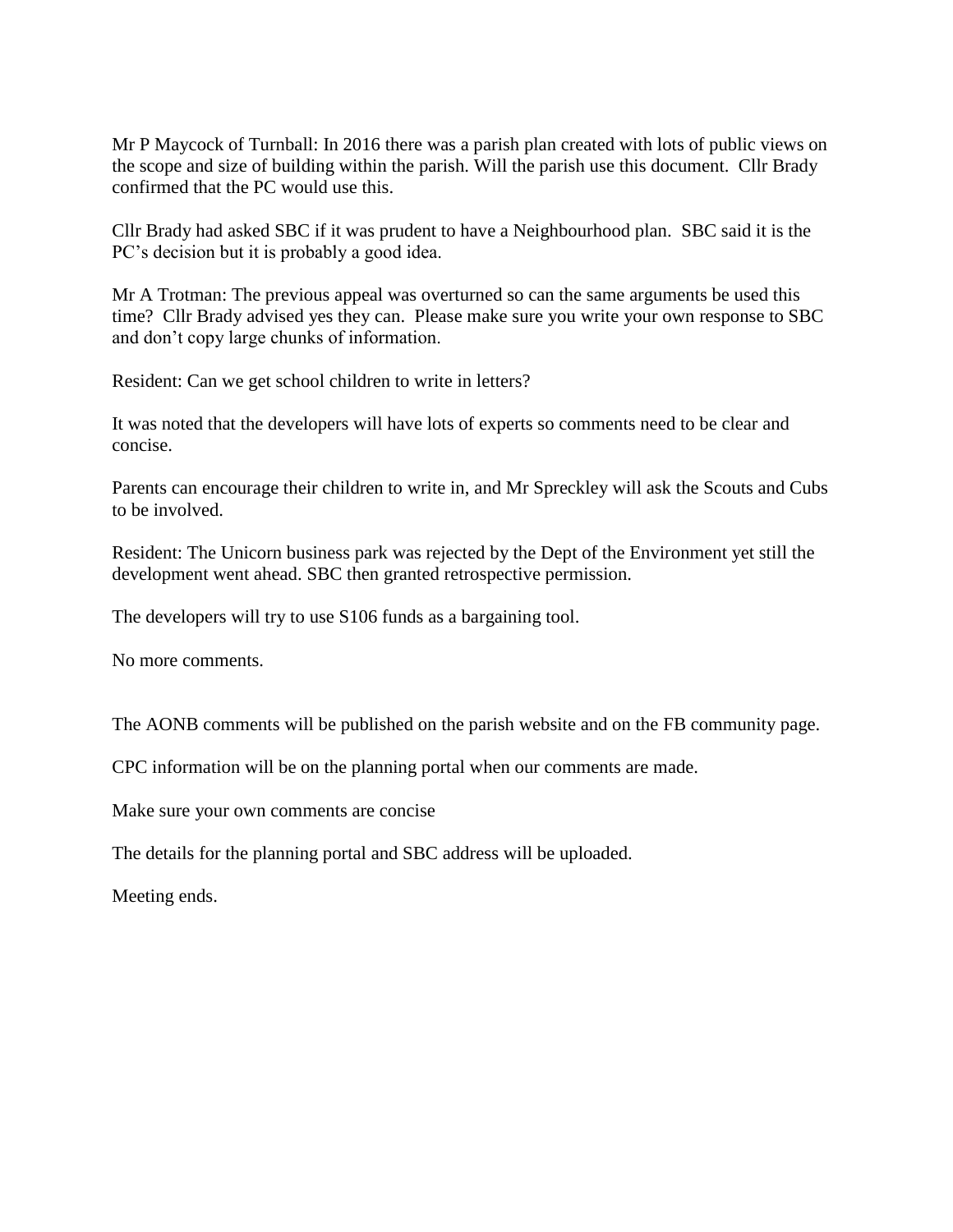Mr P Maycock of Turnball: In 2016 there was a parish plan created with lots of public views on the scope and size of building within the parish. Will the parish use this document. Cllr Brady confirmed that the PC would use this.

Cllr Brady had asked SBC if it was prudent to have a Neighbourhood plan. SBC said it is the PC's decision but it is probably a good idea.

Mr A Trotman: The previous appeal was overturned so can the same arguments be used this time? Cllr Brady advised yes they can. Please make sure you write your own response to SBC and don't copy large chunks of information.

Resident: Can we get school children to write in letters?

It was noted that the developers will have lots of experts so comments need to be clear and concise.

Parents can encourage their children to write in, and Mr Spreckley will ask the Scouts and Cubs to be involved.

Resident: The Unicorn business park was rejected by the Dept of the Environment yet still the development went ahead. SBC then granted retrospective permission.

The developers will try to use S106 funds as a bargaining tool.

No more comments.

The AONB comments will be published on the parish website and on the FB community page.

CPC information will be on the planning portal when our comments are made.

Make sure your own comments are concise

The details for the planning portal and SBC address will be uploaded.

Meeting ends.